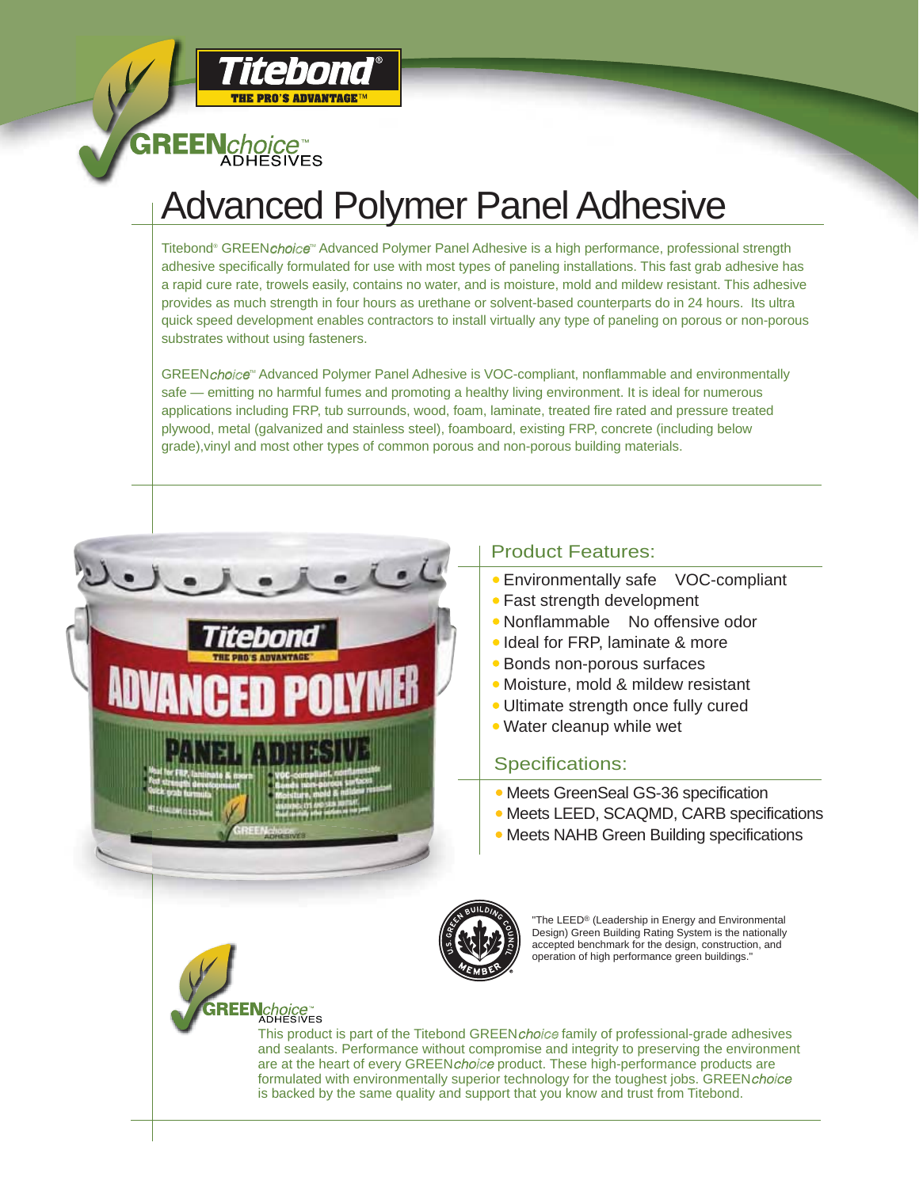Titebond®
THE PRO'S ADVANTAGE™

GREEN*choice*™ ADHESIVES

# Advanced Polymer Panel Adhesive

Titebond® GREEN*choice*™ Advanced Polymer Panel Adhesive is a high performance, professional strength adhesive specifically formulated for use with most types of paneling installations. This fast grab adhesive has a rapid cure rate, trowels easily, contains no water, and is moisture, mold and mildew resistant. This adhesive provides as much strength in four hours as urethane or solvent-based counterparts do in 24 hours. Its ultra quick speed development enables contractors to install virtually any type of paneling on porous or non-porous substrates without using fasteners.

GREEN*choice*™ Advanced Polymer Panel Adhesive is VOC-compliant, nonflammable and environmentally safe — emitting no harmful fumes and promoting a healthy living environment. It is ideal for numerous applications including FRP, tub surrounds, wood, foam, laminate, treated fire rated and pressure treated plywood, metal (galvanized and stainless steel), foamboard, existing FRP, concrete (including below grade),vinyl and most other types of common porous and non-porous building materials.

## Product Features:

- Environmentally safe
- VOC-compliant
- Fast strength development
- Nonflammable
- No offensive odor
- Ideal for FRP, laminate & more
- Bonds non-porous surfaces
- Moisture, mold & mildew resistant
- Ultimate strength once fully cured
- Water cleanup while wet

## Specifications:

- Meets GreenSeal GS-36 specification
- Meets LEED, SCAQMD, CARB specifications
- Meets NAHB Green Building specifications

"The LEED® (Leadership in Energy and Environmental Design) Green Building Rating System is the nationally accepted benchmark for the design, construction, and operation of high performance green buildings."

GREEN*choice*™ ADHESIVES

This product is part of the Titebond GREEN*choice* family of professional-grade adhesives and sealants. Performance without compromise and integrity to preserving the environment are at the heart of every GREEN*choice* product. These high-performance products are formulated with environmentally superior technology for the toughest jobs. GREEN*choice* is backed by the same quality and support that you know and trust from Titebond.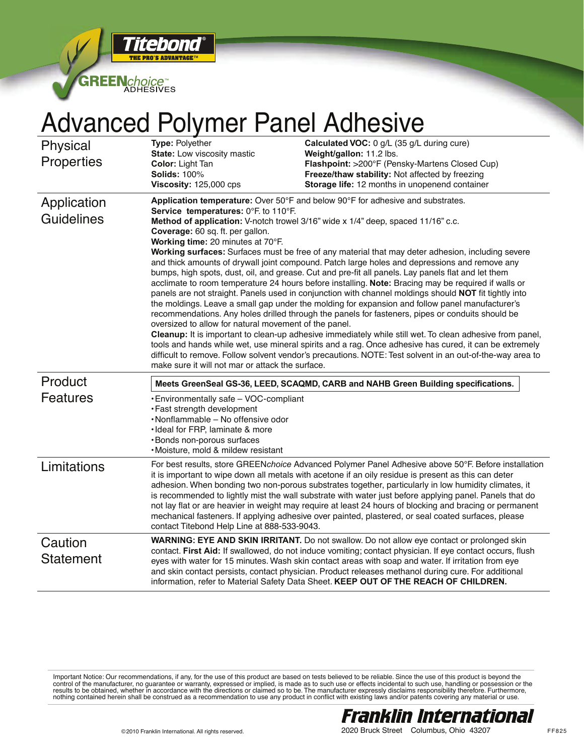Titebond®
THE PRO'S ADVANTAGE™

GREEN*choice*™ ADHESIVES

# Advanced Polymer Panel Adhesive

## Physical Properties

**Type:** Polyether
**State:** Low viscosity mastic
**Color:** Light Tan
**Solids:** 100%
**Viscosity:** 125,000 cps

**Calculated VOC:** 0 g/L (35 g/L during cure)
**Weight/gallon:** 11.2 lbs.
**Flashpoint:** >200°F (Pensky-Martens Closed Cup)
**Freeze/thaw stability:** Not affected by freezing
**Storage life:** 12 months in unopenend container

## Application Guidelines

**Application temperature:** Over 50°F and below 90°F for adhesive and substrates.
**Service temperatures:** 0°F. to 110°F.
**Method of application:** V-notch trowel 3/16" wide x 1/4" deep, spaced 11/16" c.c.
**Coverage:** 60 sq. ft. per gallon.
**Working time:** 20 minutes at 70°F.
**Working surfaces:** Surfaces must be free of any material that may deter adhesion, including severe and thick amounts of drywall joint compound. Patch large holes and depressions and remove any bumps, high spots, dust, oil, and grease. Cut and pre-fit all panels. Lay panels flat and let them acclimate to room temperature 24 hours before installing. **Note:** Bracing may be required if walls or panels are not straight. Panels used in conjunction with channel moldings should **NOT** fit tightly into the moldings. Leave a small gap under the molding for expansion and follow panel manufacturer's recommendations. Any holes drilled through the panels for fasteners, pipes or conduits should be oversized to allow for natural movement of the panel.
**Cleanup:** It is important to clean-up adhesive immediately while still wet. To clean adhesive from panel, tools and hands while wet, use mineral spirits and a rag. Once adhesive has cured, it can be extremely difficult to remove. Follow solvent vendor's precautions. NOTE: Test solvent in an out-of-the-way area to make sure it will not mar or attack the surface.

## Product Features

**Meets GreenSeal GS-36, LEED, SCAQMD, CARB and NAHB Green Building specifications.**

- Environmentally safe – VOC-compliant
- Fast strength development
- Nonflammable – No offensive odor
- Ideal for FRP, laminate & more
- Bonds non-porous surfaces
- Moisture, mold & mildew resistant

## Limitations

For best results, store GREEN*choice* Advanced Polymer Panel Adhesive above 50°F. Before installation it is important to wipe down all metals with acetone if an oily residue is present as this can deter adhesion. When bonding two non-porous substrates together, particularly in low humidity climates, it is recommended to lightly mist the wall substrate with water just before applying panel. Panels that do not lay flat or are heavier in weight may require at least 24 hours of blocking and bracing or permanent mechanical fasteners. If applying adhesive over painted, plastered, or seal coated surfaces, please contact Titebond Help Line at 888-533-9043.

## Caution Statement

**WARNING: EYE AND SKIN IRRITANT.** Do not swallow. Do not allow eye contact or prolonged skin contact. **First Aid:** If swallowed, do not induce vomiting; contact physician. If eye contact occurs, flush eyes with water for 15 minutes. Wash skin contact areas with soap and water. If irritation from eye and skin contact persists, contact physician. Product releases methanol during cure. For additional information, refer to Material Safety Data Sheet. **KEEP OUT OF THE REACH OF CHILDREN.**

Important Notice: Our recommendations, if any, for the use of this product are based on tests believed to be reliable. Since the use of this product is beyond the control of the manufacturer, no guarantee or warranty, expressed or implied, is made as to such use or effects incidental to such use, handling or possession or the results to be obtained, whether in accordance with the directions or claimed so to be. The manufacturer expressly disclaims responsibility therefore. Furthermore, nothing contained herein shall be construed as a recommendation to use any product in conflict with existing laws and/or patents covering any material or use.

©2010 Franklin International. All rights reserved.

**Franklin International**
2020 Bruck Street Columbus, Ohio 43207

FF825